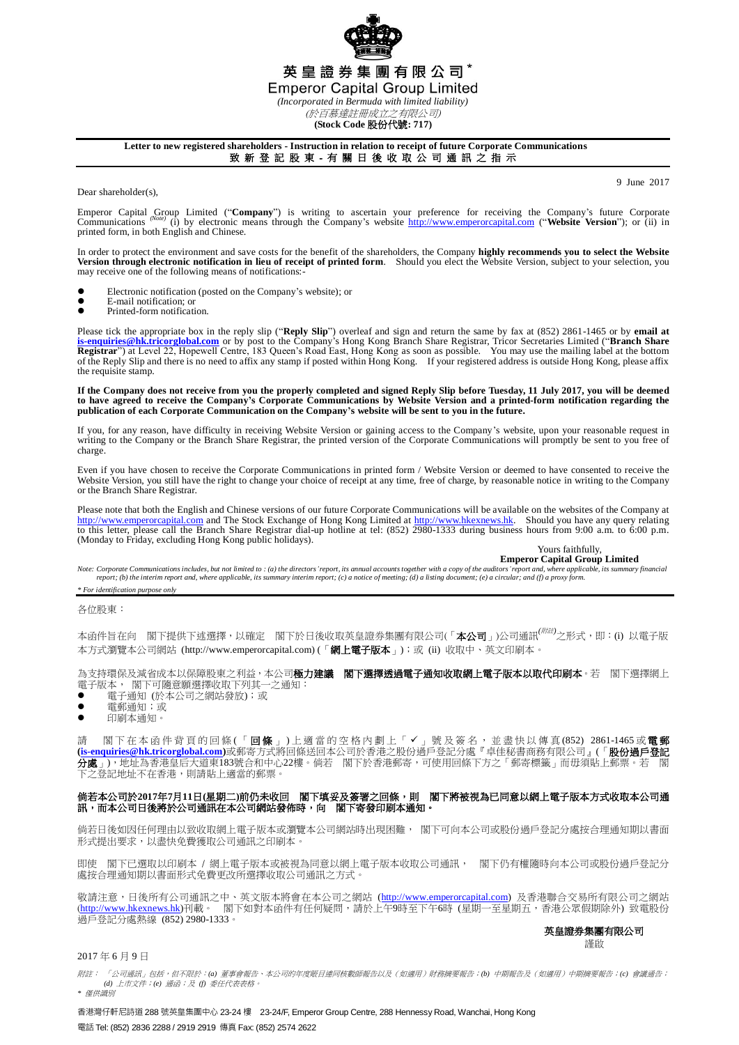# 英皇證券集團有限公司*

# Emperor Capital Group Limited

*(Incorporated in Bermuda with limited liability)*
*(於百慕達註冊成立之有限公司)*
**(Stock Code 股份代號: 717)**

**Letter to new registered shareholders - Instruction in relation to receipt of future Corporate Communications**
**致新登記股東 - 有關日後收取公司通訊之指示**

9 June 2017

Dear shareholder(s),

Emperor Capital Group Limited ("**Company**") is writing to ascertain your preference for receiving the Company's future Corporate Communications *(Note)* (i) by electronic means through the Company's website http://www.emperorcapital.com ("**Website Version**"); or (ii) in printed form, in both English and Chinese.

In order to protect the environment and save costs for the benefit of the shareholders, the Company **highly recommends you to select the Website Version through electronic notification in lieu of receipt of printed form**. Should you elect the Website Version, subject to your selection, you may receive one of the following means of notifications:-

- Electronic notification (posted on the Company's website); or
- E-mail notification; or
- Printed-form notification.

Please tick the appropriate box in the reply slip ("**Reply Slip**") overleaf and sign and return the same by fax at (852) 2861-1465 or by **email at is-enquiries@hk.tricorglobal.com** or by post to the Company's Hong Kong Branch Share Registrar, Tricor Secretaries Limited ("**Branch Share Registrar**") at Level 22, Hopewell Centre, 183 Queen's Road East, Hong Kong as soon as possible. You may use the mailing label at the bottom of the Reply Slip and there is no need to affix any stamp if posted within Hong Kong. If your registered address is outside Hong Kong, please affix the requisite stamp.

**If the Company does not receive from you the properly completed and signed Reply Slip before Tuesday, 11 July 2017, you will be deemed to have agreed to receive the Company's Corporate Communications by Website Version and a printed-form notification regarding the publication of each Corporate Communication on the Company's website will be sent to you in the future.**

If you, for any reason, have difficulty in receiving Website Version or gaining access to the Company's website, upon your reasonable request in writing to the Company or the Branch Share Registrar, the printed version of the Corporate Communications will promptly be sent to you free of charge.

Even if you have chosen to receive the Corporate Communications in printed form / Website Version or deemed to have consented to receive the Website Version, you still have the right to change your choice of receipt at any time, free of charge, by reasonable notice in writing to the Company or the Branch Share Registrar.

Please note that both the English and Chinese versions of our future Corporate Communications will be available on the websites of the Company at http://www.emperorcapital.com and The Stock Exchange of Hong Kong Limited at http://www.hkexnews.hk. Should you have any query relating to this letter, please call the Branch Share Registrar dial-up hotline at tel: (852) 2980-1333 during business hours from 9:00 a.m. to 6:00 p.m. (Monday to Friday, excluding Hong Kong public holidays).

Yours faithfully,
**Emperor Capital Group Limited**

*Note: Corporate Communications includes, but not limited to : (a) the directors' report, its annual accounts together with a copy of the auditors' report and, where applicable, its summary financial report; (b) the interim report and, where applicable, its summary interim report; (c) a notice of meeting; (d) a listing document; (e) a circular; and (f) a proxy form.*

*\* For identification purpose only*

---

各位股東：

本函件旨在向　閣下提供下述選擇，以確定　閣下於日後收取英皇證券集團有限公司(「**本公司**」)公司通訊*(附註)*之形式，即：(i) 以電子版本方式瀏覽本公司網站 (http://www.emperorcapital.com) (「**網上電子版本**」)；或 (ii) 收取中、英文印刷本。

為支持環保及減省成本以保障股東之利益，本公司**極力建議　閣下選擇透過電子通知收取網上電子版本以取代印刷本**。若　閣下選擇網上電子版本，　閣下可隨意願選擇收取下列其一之通知：

- 電子通知 (於本公司之網站發放)；或
- 電郵通知；或
- 印刷本通知。

請　閣下在本函件背頁的回條(「**回條**」)上適當的空格內劃上「✓」號及簽名，並盡快以傳真(852) 2861-1465或**電郵(is-enquiries@hk.tricorglobal.com)**或郵寄方式將回條送回本公司於香港之股份過戶登記分處『卓佳秘書商務有限公司』(「**股份過戶登記分處**」)，地址為香港皇后大道東183號合和中心22樓。倘若　閣下於香港郵寄，可使用回條下方之「郵寄標籤」而毋須貼上郵票。若　閣下之登記地址不在香港，則請貼上適當的郵票。

**倘若本公司於2017年7月11日(星期二)前仍未收回　閣下填妥及簽署之回條，則　閣下將被視為已同意以網上電子版本方式收取本公司通訊，而本公司日後將於公司通訊在本公司網站發佈時，向　閣下寄發印刷本通知。**

倘若日後如因任何理由以致收取網上電子版本或瀏覽本公司網站時出現困難，　閣下可向本公司或股份過戶登記分處按合理通知期以書面形式提出要求，以盡快免費獲取公司通訊之印刷本。

即使　閣下已選取以印刷本 / 網上電子版本或被視為同意以網上電子版本收取公司通訊，　閣下仍有權隨時向本公司或股份過戶登記分處按合理通知期以書面形式免費更改所選擇收取公司通訊之方式。

敬請注意，日後所有公司通訊之中、英文版本將會在本公司之網站 (http://www.emperorcapital.com) 及香港聯合交易所有限公司之網站 (http://www.hkexnews.hk)刊載。　閣下如對本函件有任何疑問，請於上午9時至下午6時 (星期一至星期五，香港公眾假期除外) 致電股份過戶登記分處熱線 (852) 2980-1333。

**英皇證券集團有限公司**
謹啟

2017年6月9日

*附註：「公司通訊」包括，但不限於：(a) 董事會報告、本公司的年度賬目連同核數師報告以及（如適用）財務摘要報告；(b) 中期報告及（如適用）中期摘要報告；(c) 會議通告；(d) 上市文件；(e) 通函；及 (f) 委任代表表格。*

*\* 僅供識別*

香港灣仔軒尼詩道 288 號英皇集團中心 23-24 樓　23-24/F, Emperor Group Centre, 288 Hennessy Road, Wanchai, Hong Kong
電話 Tel: (852) 2836 2288 / 2919 2919　傳真 Fax: (852) 2574 2622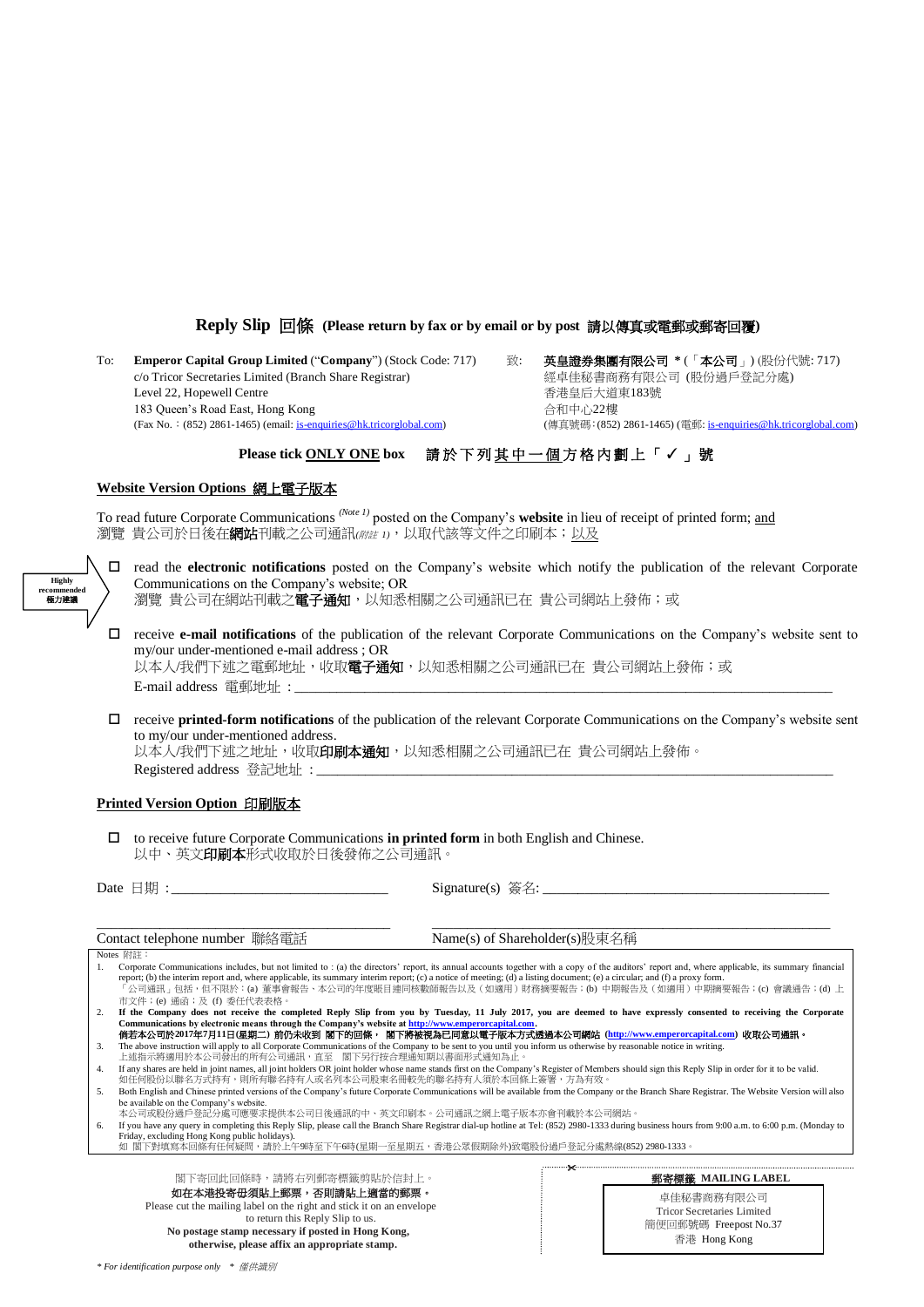## Reply Slip 回條 (Please return by fax or by email or by post 請以傳真或電郵或郵寄回覆)

To: **Emperor Capital Group Limited** ("**Company**") (Stock Code: 717)
c/o Tricor Secretaries Limited (Branch Share Registrar)
Level 22, Hopewell Centre
183 Queen's Road East, Hong Kong
(Fax No.：(852) 2861-1465) (email: is-enquiries@hk.tricorglobal.com)

致: **英皇證券集團有限公司** *(「**本公司**」) (股份代號: 717)
經卓佳秘書商務有限公司 (股份過戶登記分處)
香港皇后大道東183號
合和中心22樓
(傳真號碼：(852) 2861-1465) (電郵: is-enquiries@hk.tricorglobal.com)

**Please tick ONLY ONE box 請於下列其中一個方格內劃上「✓」號**

### Website Version Options 網上電子版本

To read future Corporate Communications [(Note 1)] posted on the Company's **website** in lieu of receipt of printed form; and
瀏覽 貴公司於日後在**網站**刊載之公司通訊(附註 1)，以取代該等文件之印刷本；以及

Highly recommended 極力建議

- ☐ read the **electronic notifications** posted on the Company's website which notify the publication of the relevant Corporate Communications on the Company's website; OR
  瀏覽 貴公司在網站刊載之**電子通知**，以知悉相關之公司通訊已在 貴公司網站上發佈；或

- ☐ receive **e-mail notifications** of the publication of the relevant Corporate Communications on the Company's website sent to my/our under-mentioned e-mail address ; OR
  以本人/我們下述之電郵地址，收取**電子通知**，以知悉相關之公司通訊已在 貴公司網站上發佈；或
  E-mail address 電郵地址：\_\_\_\_\_\_\_\_\_\_\_\_\_\_\_\_\_\_\_\_\_\_\_\_\_\_\_\_\_\_

- ☐ receive **printed-form notifications** of the publication of the relevant Corporate Communications on the Company's website sent to my/our under-mentioned address.
  以本人/我們下述之地址，收取**印刷本通知**，以知悉相關之公司通訊已在 貴公司網站上發佈。
  Registered address 登記地址：\_\_\_\_\_\_\_\_\_\_\_\_\_\_\_\_\_\_\_\_\_\_\_\_\_\_\_\_\_\_

### Printed Version Option 印刷版本

- ☐ to receive future Corporate Communications **in printed form** in both English and Chinese.
  以中、英文**印刷本**形式收取於日後發佈之公司通訊。

Date 日期：\_\_\_\_\_\_\_\_\_\_\_\_\_\_\_\_\_\_\_\_ Signature(s) 簽名：\_\_\_\_\_\_\_\_\_\_\_\_\_\_\_\_\_\_\_\_

Contact telephone number 聯絡電話 \_\_\_\_\_\_\_\_\_\_\_\_\_\_\_\_\_\_\_\_ Name(s) of Shareholder(s)股東名稱 \_\_\_\_\_\_\_\_\_\_\_\_\_\_\_\_\_\_\_\_

Notes 附註：

1. Corporate Communications includes, but not limited to : (a) the directors' report, its annual accounts together with a copy of the auditors' report and, where applicable, its summary financial report; (b) the interim report and, where applicable, its summary interim report; (c) a notice of meeting; (d) a listing document; (e) a circular; and (f) a proxy form.
   「公司通訊」包括，但不限於：(a) 董事會報告、本公司的年度賬目連同核數師報告以及（如適用）財務摘要報告；(b) 中期報告及（如適用）中期摘要報告；(c) 會議通告；(d) 上市文件；(e) 通函；及 (f) 委任代表表格。
2. **If the Company does not receive the completed Reply Slip from you by Tuesday, 11 July 2017, you are deemed to have expressly consented to receiving the Corporate Communications by electronic means through the Company's website at http://www.emperorcapital.com.**
   **倘若本公司於2017年7月11日(星期二) 前仍未收到 閣下的回條， 閣下將被視為已同意以電子版本方式透過本公司網站 (http://www.emperorcapital.com) 收取公司通訊。**
3. The above instruction will apply to all Corporate Communications of the Company to be sent to you until you inform us otherwise by reasonable notice in writing.
   上述指示將適用於本公司發出的所有公司通訊，直至 閣下另行按合理通知期以書面形式通知為止。
4. If any shares are held in joint names, all joint holders OR joint holder whose name stands first on the Company's Register of Members should sign this Reply Slip in order for it to be valid.
   如任何股份以聯名方式持有，則所有聯名持有人或名列本公司股東名冊較先的聯名持有人須於本回條上簽署，方為有效。
5. Both English and Chinese printed versions of the Company's future Corporate Communications will be available from the Company or the Branch Share Registrar. The Website Version will also be available on the Company's website.
   本公司或股份過戶登記分處可應要求提供本公司日後通訊的中、英文印刷本。公司通訊之網上電子版本亦會刊載於本公司網站。
6. If you have any query in completing this Reply Slip, please call the Branch Share Registrar dial-up hotline at Tel: (852) 2980-1333 during business hours from 9:00 a.m. to 6:00 p.m. (Monday to Friday, excluding Hong Kong public holidays).
   如 閣下對填寫本回條有任何疑問，請於上午9時至下午6時(星期一至星期五，香港公眾假期除外)致電股份過戶登記分處熱線(852) 2980-1333。

閣下寄回此回條時，請將右列郵寄標籤剪貼於信封上。
**如在本港投寄毋須貼上郵票，否則請貼上適當的郵票。**
Please cut the mailing label on the right and stick it on an envelope to return this Reply Slip to us.
**No postage stamp necessary if posted in Hong Kong, otherwise, please affix an appropriate stamp.**

**郵寄標籤 MAILING LABEL**
卓佳秘書商務有限公司
Tricor Secretaries Limited
簡便回郵號碼 Freepost No.37
香港 Hong Kong

*\* For identification purpose only \* 僅供識別*